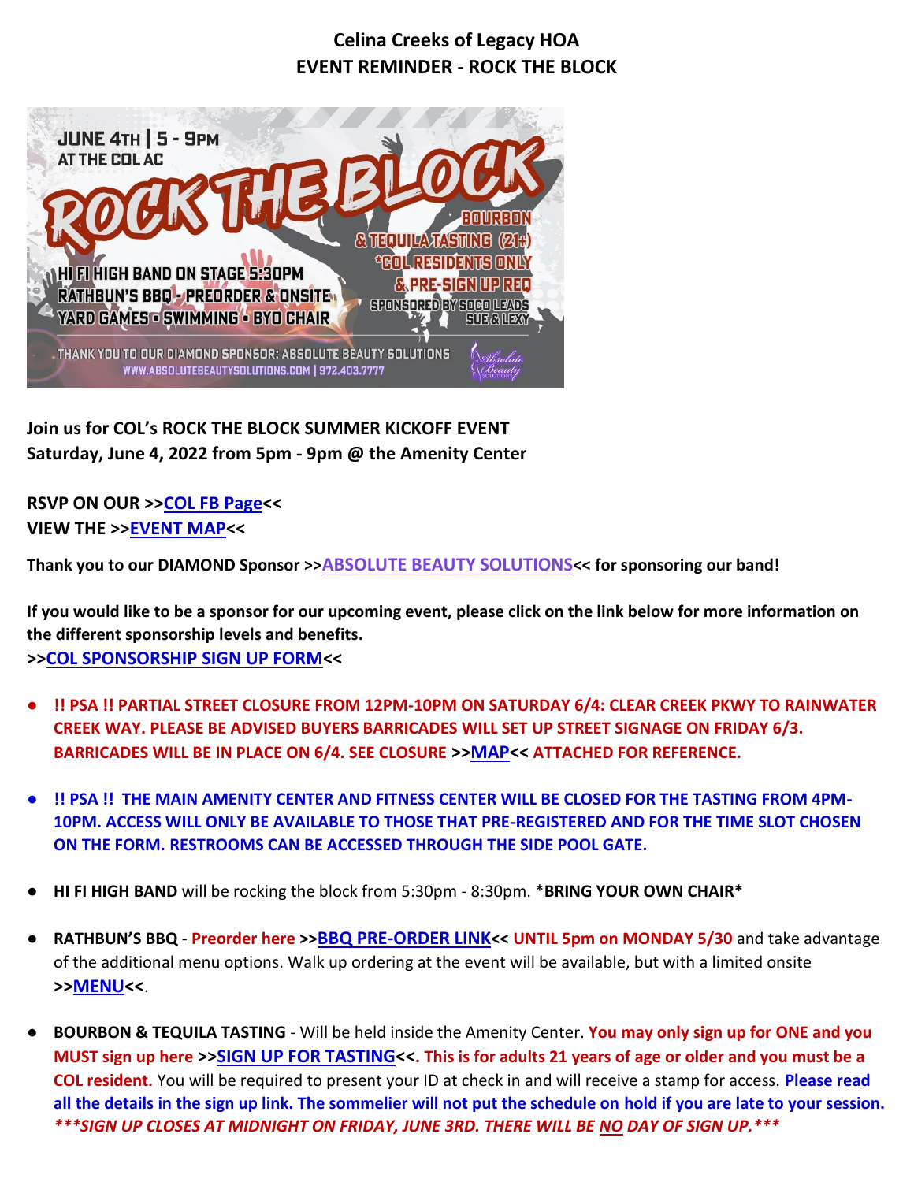# Celina Creeks of Legacy HOA
## EVENT REMINDER - ROCK THE BLOCK

JUNE 4TH | 5 - 9PM
AT THE COL AC

ROCK THE BLOCK

BOURBON & TEQUILA TASTING (21+)
*COL RESIDENTS ONLY & PRE-SIGN UP REQ
SPONSORED BY SOCO LEADS SUE & LEXY

HI FI HIGH BAND ON STAGE 5:30PM
RATHBUN'S BBQ - PREORDER & ONSITE
YARD GAMES • SWIMMING • BYO CHAIR

THANK YOU TO OUR DIAMOND SPONSOR: ABSOLUTE BEAUTY SOLUTIONS
WWW.ABSOLUTEBEAUTYSOLUTIONS.COM | 972.403.7777

**Join us for COL's ROCK THE BLOCK SUMMER KICKOFF EVENT**
**Saturday, June 4, 2022 from 5pm - 9pm @ the Amenity Center**

**RSVP ON OUR >>COL FB Page<<**
**VIEW THE >>EVENT MAP<<**

**Thank you to our DIAMOND Sponsor >>ABSOLUTE BEAUTY SOLUTIONS<< for sponsoring our band!**

**If you would like to be a sponsor for our upcoming event, please click on the link below for more information on the different sponsorship levels and benefits.**
**>>COL SPONSORSHIP SIGN UP FORM<<**

- **!! PSA !! PARTIAL STREET CLOSURE FROM 12PM-10PM ON SATURDAY 6/4: CLEAR CREEK PKWY TO RAINWATER CREEK WAY. PLEASE BE ADVISED BUYERS BARRICADES WILL SET UP STREET SIGNAGE ON FRIDAY 6/3. BARRICADES WILL BE IN PLACE ON 6/4. SEE CLOSURE >>MAP<< ATTACHED FOR REFERENCE.**

- **!! PSA !! THE MAIN AMENITY CENTER AND FITNESS CENTER WILL BE CLOSED FOR THE TASTING FROM 4PM-10PM. ACCESS WILL ONLY BE AVAILABLE TO THOSE THAT PRE-REGISTERED AND FOR THE TIME SLOT CHOSEN ON THE FORM. RESTROOMS CAN BE ACCESSED THROUGH THE SIDE POOL GATE.**

- **HI FI HIGH BAND** will be rocking the block from 5:30pm - 8:30pm. ***BRING YOUR OWN CHAIR***

- **RATHBUN'S BBQ** - **Preorder here >>BBQ PRE-ORDER LINK<< UNTIL 5pm on MONDAY 5/30** and take advantage of the additional menu options. Walk up ordering at the event will be available, but with a limited onsite **>>MENU<<**.

- **BOURBON & TEQUILA TASTING** - Will be held inside the Amenity Center. **You may only sign up for ONE and you MUST sign up here >>SIGN UP FOR TASTING<<. This is for adults 21 years of age or older and you must be a COL resident.** You will be required to present your ID at check in and will receive a stamp for access. **Please read all the details in the sign up link. The sommelier will not put the schedule on hold if you are late to your session.** ***\*\*\*SIGN UP CLOSES AT MIDNIGHT ON FRIDAY, JUNE 3RD. THERE WILL BE NO DAY OF SIGN UP.\*\*\****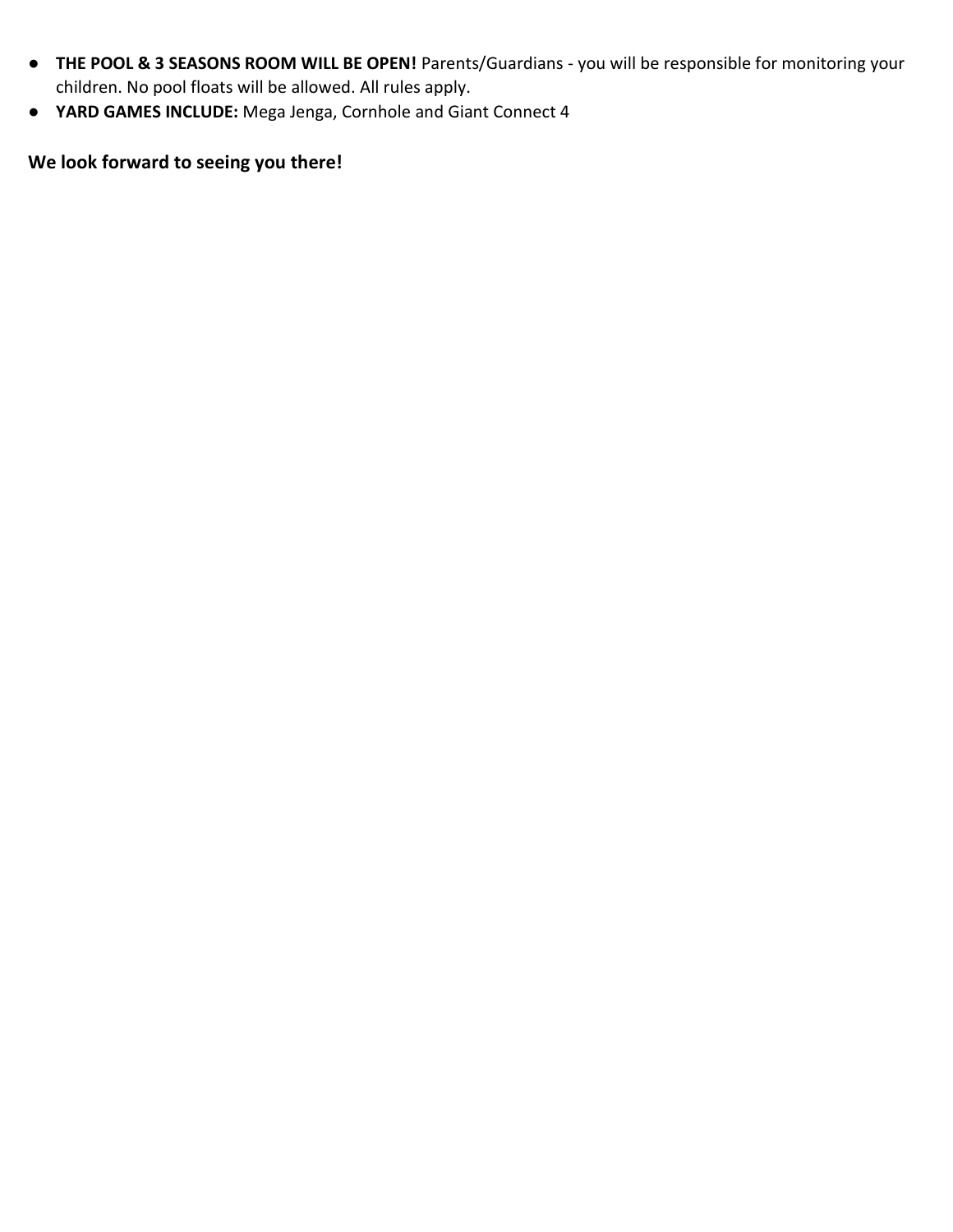- **THE POOL & 3 SEASONS ROOM WILL BE OPEN!** Parents/Guardians - you will be responsible for monitoring your children. No pool floats will be allowed. All rules apply.
- **YARD GAMES INCLUDE:** Mega Jenga, Cornhole and Giant Connect 4

**We look forward to seeing you there!**